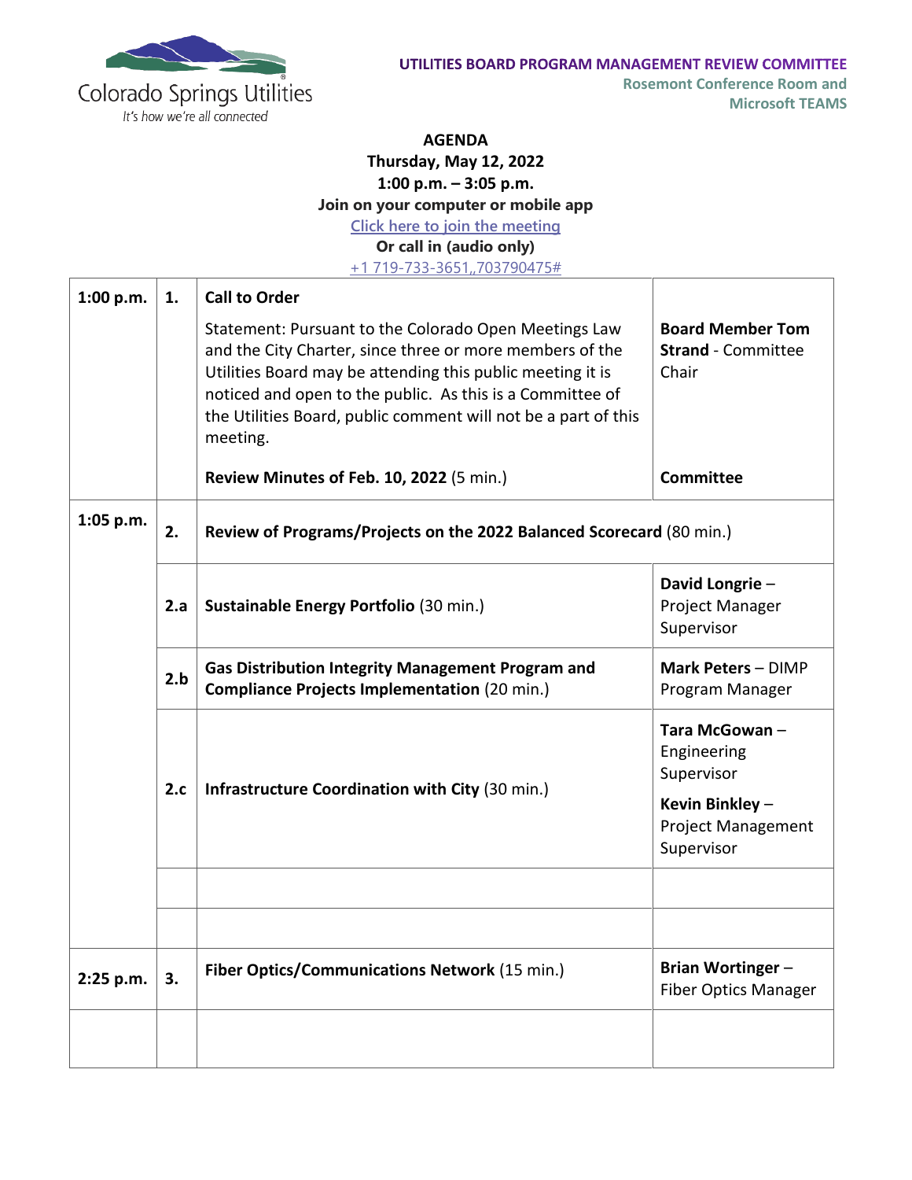Colorado Springs Utilities
*It's how we're all connected*

**UTILITIES BOARD PROGRAM MANAGEMENT REVIEW COMMITTEE**
**Rosemont Conference Room and Microsoft TEAMS**

**AGENDA**
**Thursday, May 12, 2022**
**1:00 p.m. – 3:05 p.m.**
**Join on your computer or mobile app**
Click here to join the meeting
**Or call in (audio only)**
+1 719-733-3651,,703790475#

| | | | |
|---|---|---|---|
| **1:00 p.m.** | **1.** | **Call to Order** | |
| | | Statement: Pursuant to the Colorado Open Meetings Law and the City Charter, since three or more members of the Utilities Board may be attending this public meeting it is noticed and open to the public. As this is a Committee of the Utilities Board, public comment will not be a part of this meeting. | **Board Member Tom Strand** - Committee Chair |
| | | **Review Minutes of Feb. 10, 2022** (5 min.) | **Committee** |
| **1:05 p.m.** | **2.** | **Review of Programs/Projects on the 2022 Balanced Scorecard** (80 min.) | |
| | **2.a** | **Sustainable Energy Portfolio** (30 min.) | **David Longrie** – Project Manager Supervisor |
| | **2.b** | **Gas Distribution Integrity Management Program and Compliance Projects Implementation** (20 min.) | **Mark Peters** – DIMP Program Manager |
| | **2.c** | **Infrastructure Coordination with City** (30 min.) | **Tara McGowan** – Engineering Supervisor<br>**Kevin Binkley** – Project Management Supervisor |
| | | | |
| | | | |
| **2:25 p.m.** | **3.** | **Fiber Optics/Communications Network** (15 min.) | **Brian Wortinger** – Fiber Optics Manager |
| | | | |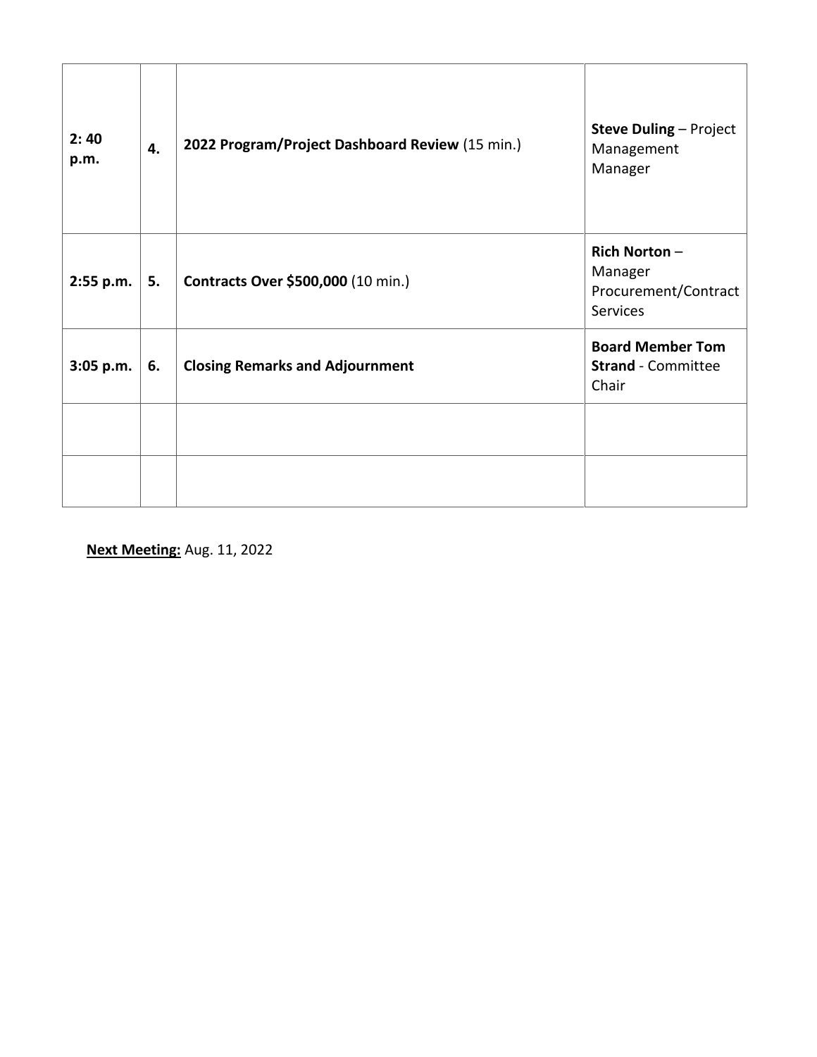| | | | |
|---|---|---|---|
| **2: 40 p.m.** | **4.** | **2022 Program/Project Dashboard Review** (15 min.) | **Steve Duling** – Project Management Manager |
| **2:55 p.m.** | **5.** | **Contracts Over $500,000** (10 min.) | **Rich Norton** – Manager Procurement/Contract Services |
| **3:05 p.m.** | **6.** | **Closing Remarks and Adjournment** | **Board Member Tom Strand** - Committee Chair |
| | | | |
| | | | |

**Next Meeting:** Aug. 11, 2022